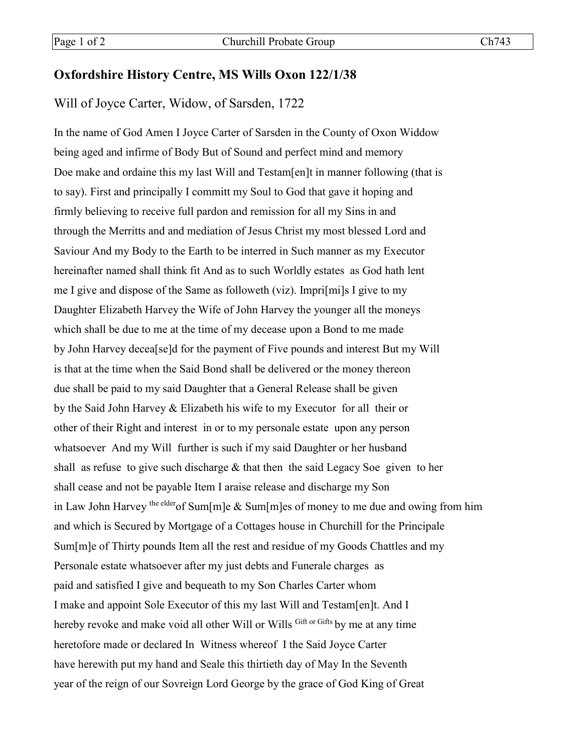## Oxfordshire History Centre, MS Wills Oxon 122/1/38

### Will of Joyce Carter, Widow, of Sarsden, 1722

In the name of God Amen I Joyce Carter of Sarsden in the County of Oxon Widdow being aged and infirme of Body But of Sound and perfect mind and memory Doe make and ordaine this my last Will and Testam[en]t in manner following (that is to say). First and principally I committ my Soul to God that gave it hoping and firmly believing to receive full pardon and remission for all my Sins in and through the Merritts and and mediation of Jesus Christ my most blessed Lord and Saviour And my Body to the Earth to be interred in Such manner as my Executor hereinafter named shall think fit And as to such Worldly estates as God hath lent me I give and dispose of the Same as followeth (viz). Impri[mi]s I give to my Daughter Elizabeth Harvey the Wife of John Harvey the younger all the moneys which shall be due to me at the time of my decease upon a Bond to me made by John Harvey decea[se]d for the payment of Five pounds and interest But my Will is that at the time when the Said Bond shall be delivered or the money thereon due shall be paid to my said Daughter that a General Release shall be given by the Said John Harvey & Elizabeth his wife to my Executor for all their or other of their Right and interest in or to my personale estate upon any person whatsoever And my Will further is such if my said Daughter or her husband shall as refuse to give such discharge & that then the said Legacy Soe given to her shall cease and not be payable Item I araise release and discharge my Son in Law John Harvey the elder of Sum[m]e & Sum[m]es of money to me due and owing from him and which is Secured by Mortgage of a Cottages house in Churchill for the Principale Sum[m]e of Thirty pounds Item all the rest and residue of my Goods Chattles and my Personale estate whatsoever after my just debts and Funerale charges as paid and satisfied I give and bequeath to my Son Charles Carter whom I make and appoint Sole Executor of this my last Will and Testam[en]t. And I hereby revoke and make void all other Will or Wills Gift or Gifts by me at any time heretofore made or declared In Witness whereof I the Said Joyce Carter have herewith put my hand and Seale this thirtieth day of May In the Seventh year of the reign of our Sovreign Lord George by the grace of God King of Great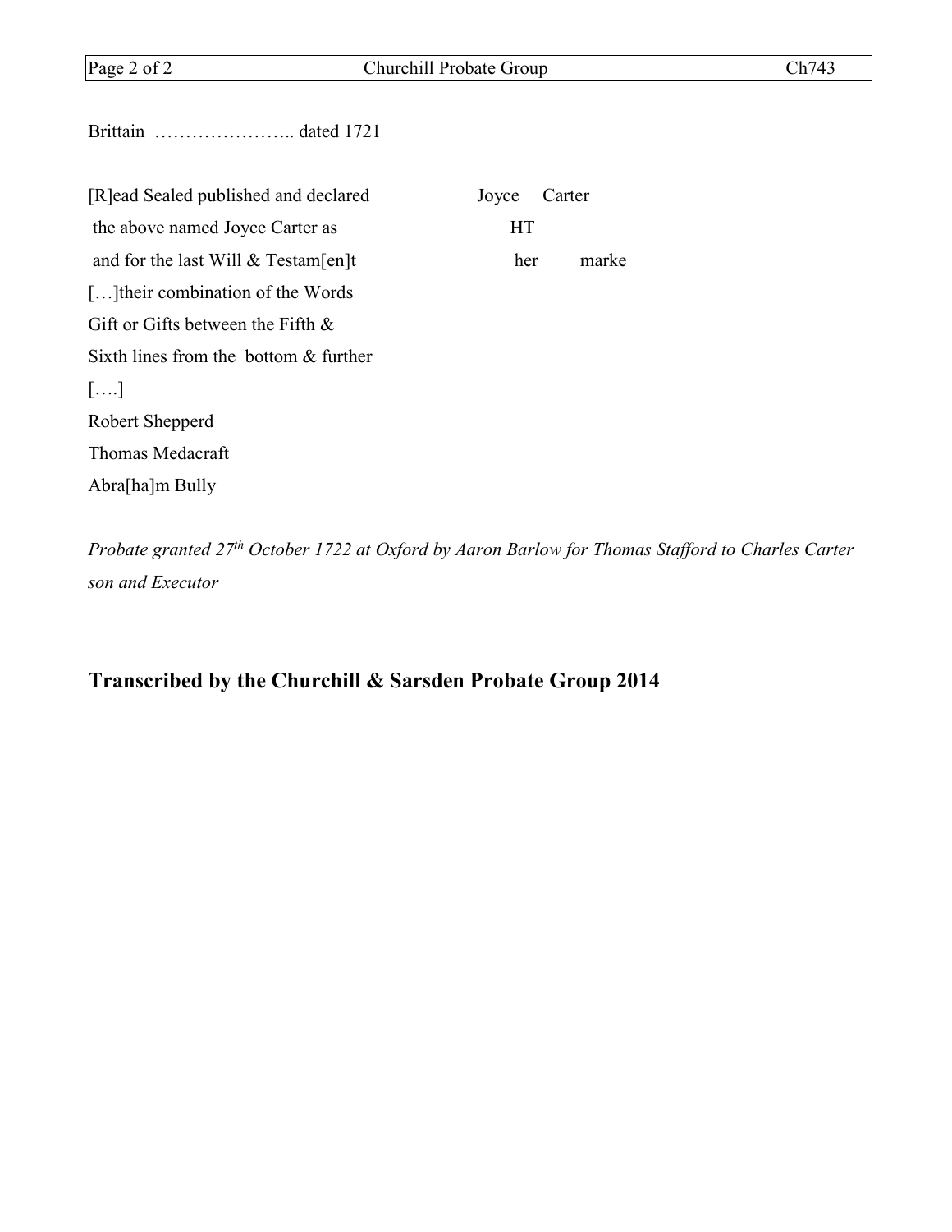Brittain ………………….. dated 1721

[R]ead Sealed published and declared the above named Joyce Carter as and for the last Will & Testam[en]t […]their combination of the Words Gift or Gifts between the Fifth & Sixth lines from the bottom & further [….]

Robert Shepperd
Thomas Medacraft
Abra[ha]m Bully

Joyce Carter
HT
her marke

*Probate granted 27th October 1722 at Oxford by Aaron Barlow for Thomas Stafford to Charles Carter son and Executor*

## Transcribed by the Churchill & Sarsden Probate Group 2014